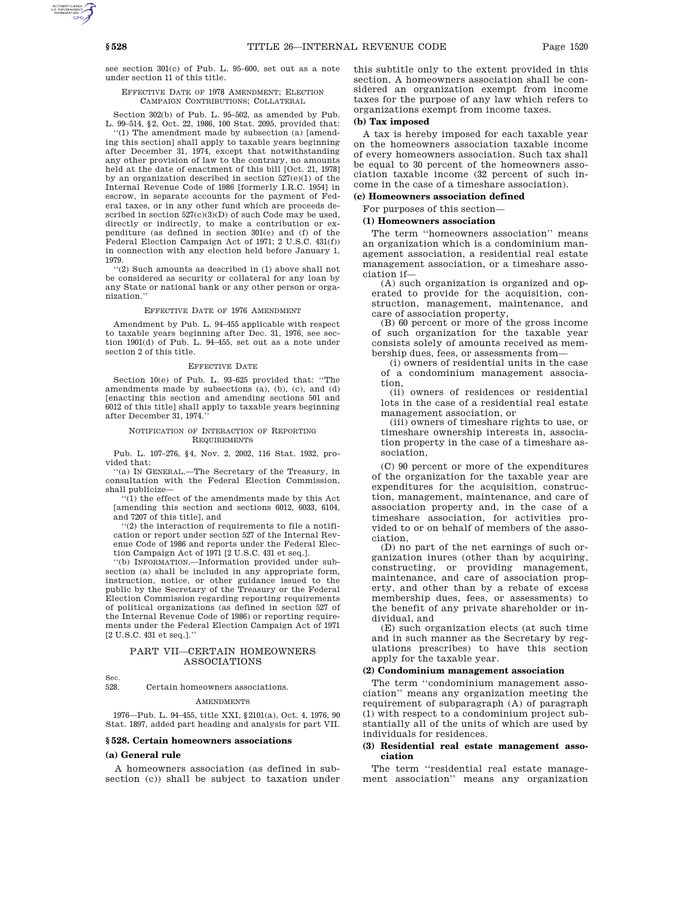see section 301(c) of Pub. L. 95–600, set out as a note under section 11 of this title.

EFFECTIVE DATE OF 1978 AMENDMENT; ELECTION CAMPAIGN CONTRIBUTIONS; COLLATERAL

Section 302(b) of Pub. L. 95–502, as amended by Pub. L. 99–514, §2, Oct. 22, 1986, 100 Stat. 2095, provided that:

''(1) The amendment made by subsection (a) [amending this section] shall apply to taxable years beginning after December 31, 1974, except that notwithstanding any other provision of law to the contrary, no amounts held at the date of enactment of this bill [Oct. 21, 1978] by an organization described in section 527(e)(1) of the Internal Revenue Code of 1986 [formerly I.R.C. 1954] in escrow, in separate accounts for the payment of Federal taxes, or in any other fund which are proceeds described in section 527(c)(3)(D) of such Code may be used, directly or indirectly, to make a contribution or expenditure (as defined in section 301(e) and (f) of the Federal Election Campaign Act of 1971; 2 U.S.C. 431(f)) in connection with any election held before January 1, 1979.

''(2) Such amounts as described in (1) above shall not be considered as security or collateral for any loan by any State or national bank or any other person or organization.''

EFFECTIVE DATE OF 1976 AMENDMENT

Amendment by Pub. L. 94–455 applicable with respect to taxable years beginning after Dec. 31, 1976, see section 1901(d) of Pub. L. 94–455, set out as a note under section 2 of this title.

EFFECTIVE DATE

Section 10(e) of Pub. L. 93–625 provided that: ''The amendments made by subsections (a), (b), (c), and (d) [enacting this section and amending sections 501 and 6012 of this title] shall apply to taxable years beginning after December 31, 1974.''

NOTIFICATION OF INTERACTION OF REPORTING REQUIREMENTS

Pub. L. 107–276, §4, Nov. 2, 2002, 116 Stat. 1932, provided that:

''(a) IN GENERAL.—The Secretary of the Treasury, in consultation with the Federal Election Commission, shall publicize—

''(1) the effect of the amendments made by this Act [amending this section and sections 6012, 6033, 6104, and 7207 of this title], and

''(2) the interaction of requirements to file a notification or report under section 527 of the Internal Revenue Code of 1986 and reports under the Federal Election Campaign Act of 1971 [2 U.S.C. 431 et seq.].

''(b) INFORMATION.—Information provided under subsection (a) shall be included in any appropriate form, instruction, notice, or other guidance issued to the public by the Secretary of the Treasury or the Federal Election Commission regarding reporting requirements of political organizations (as defined in section 527 of the Internal Revenue Code of 1986) or reporting requirements under the Federal Election Campaign Act of 1971 [2 U.S.C. 431 et seq.].''

## PART VII—CERTAIN HOMEOWNERS ASSOCIATIONS

Sec.
528. Certain homeowners associations.

AMENDMENTS

1976—Pub. L. 94–455, title XXI, §2101(a), Oct. 4, 1976, 90 Stat. 1897, added part heading and analysis for part VII.

### §528. Certain homeowners associations

**(a) General rule**

A homeowners association (as defined in subsection (c)) shall be subject to taxation under this subtitle only to the extent provided in this section. A homeowners association shall be considered an organization exempt from income taxes for the purpose of any law which refers to organizations exempt from income taxes.

**(b) Tax imposed**

A tax is hereby imposed for each taxable year on the homeowners association taxable income of every homeowners association. Such tax shall be equal to 30 percent of the homeowners association taxable income (32 percent of such income in the case of a timeshare association).

**(c) Homeowners association defined**

For purposes of this section—

**(1) Homeowners association**

The term ''homeowners association'' means an organization which is a condominium management association, a residential real estate management association, or a timeshare association if—

(A) such organization is organized and operated to provide for the acquisition, construction, management, maintenance, and care of association property,

(B) 60 percent or more of the gross income of such organization for the taxable year consists solely of amounts received as membership dues, fees, or assessments from—

(i) owners of residential units in the case of a condominium management association,

(ii) owners of residences or residential lots in the case of a residential real estate management association, or

(iii) owners of timeshare rights to use, or timeshare ownership interests in, association property in the case of a timeshare association,

(C) 90 percent or more of the expenditures of the organization for the taxable year are expenditures for the acquisition, construction, management, maintenance, and care of association property and, in the case of a timeshare association, for activities provided to or on behalf of members of the association,

(D) no part of the net earnings of such organization inures (other than by acquiring, constructing, or providing management, maintenance, and care of association property, and other than by a rebate of excess membership dues, fees, or assessments) to the benefit of any private shareholder or individual, and

(E) such organization elects (at such time and in such manner as the Secretary by regulations prescribes) to have this section apply for the taxable year.

**(2) Condominium management association**

The term ''condominium management association'' means any organization meeting the requirement of subparagraph (A) of paragraph (1) with respect to a condominium project substantially all of the units of which are used by individuals for residences.

**(3) Residential real estate management association**

The term ''residential real estate management association'' means any organization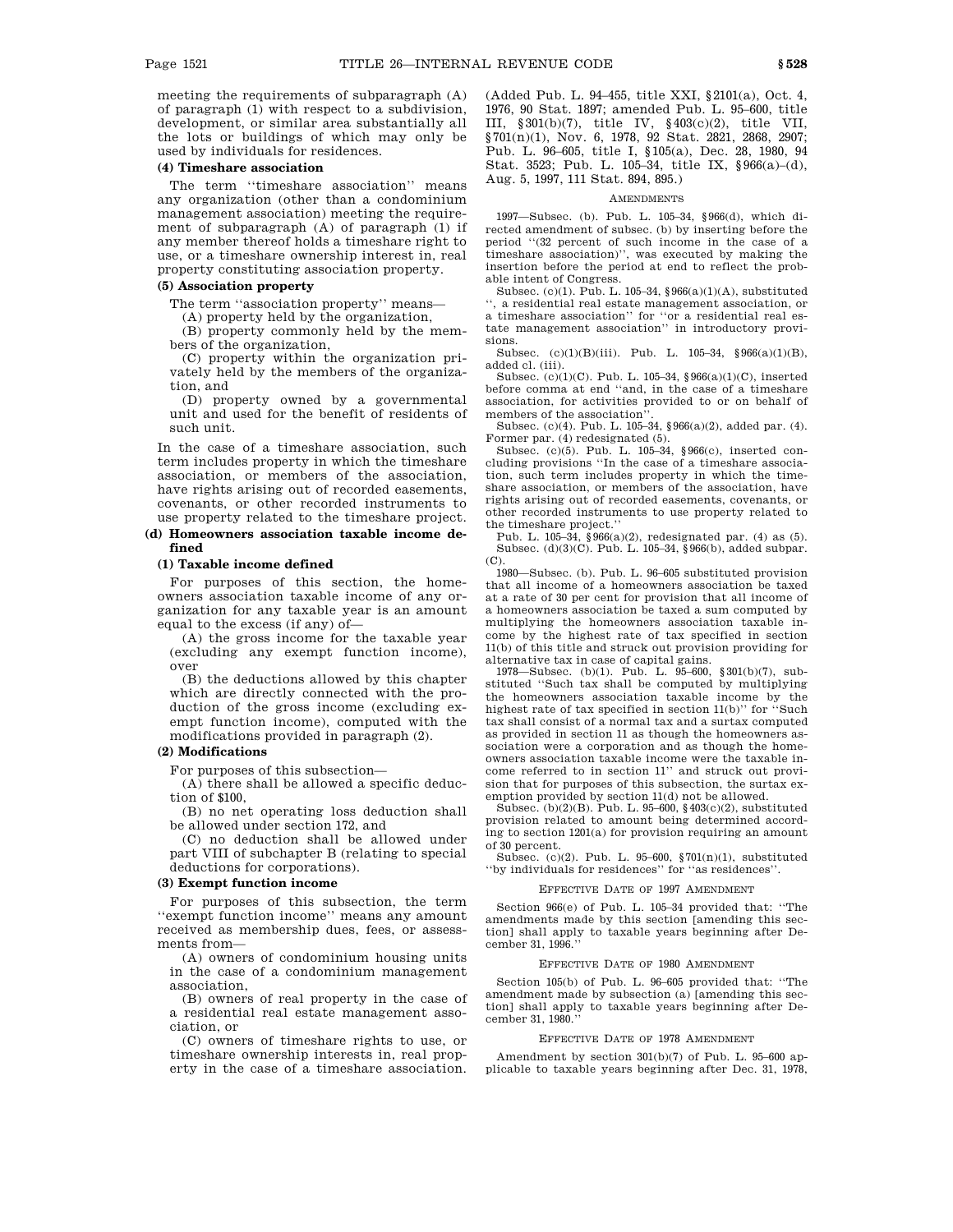meeting the requirements of subparagraph (A) of paragraph (1) with respect to a subdivision, development, or similar area substantially all the lots or buildings of which may only be used by individuals for residences.

**(4) Timeshare association**

The term ''timeshare association'' means any organization (other than a condominium management association) meeting the requirement of subparagraph (A) of paragraph (1) if any member thereof holds a timeshare right to use, or a timeshare ownership interest in, real property constituting association property.

**(5) Association property**

The term ''association property'' means—

(A) property held by the organization,

(B) property commonly held by the members of the organization,

(C) property within the organization privately held by the members of the organization, and

(D) property owned by a governmental unit and used for the benefit of residents of such unit.

In the case of a timeshare association, such term includes property in which the timeshare association, or members of the association, have rights arising out of recorded easements, covenants, or other recorded instruments to use property related to the timeshare project.

**(d) Homeowners association taxable income defined**

**(1) Taxable income defined**

For purposes of this section, the homeowners association taxable income of any organization for any taxable year is an amount equal to the excess (if any) of—

(A) the gross income for the taxable year (excluding any exempt function income), over

(B) the deductions allowed by this chapter which are directly connected with the production of the gross income (excluding exempt function income), computed with the modifications provided in paragraph (2).

**(2) Modifications**

For purposes of this subsection—

(A) there shall be allowed a specific deduction of $100,

(B) no net operating loss deduction shall be allowed under section 172, and

(C) no deduction shall be allowed under part VIII of subchapter B (relating to special deductions for corporations).

**(3) Exempt function income**

For purposes of this subsection, the term ''exempt function income'' means any amount received as membership dues, fees, or assessments from—

(A) owners of condominium housing units in the case of a condominium management association,

(B) owners of real property in the case of a residential real estate management association, or

(C) owners of timeshare rights to use, or timeshare ownership interests in, real property in the case of a timeshare association.

(Added Pub. L. 94–455, title XXI, §2101(a), Oct. 4, 1976, 90 Stat. 1897; amended Pub. L. 95–600, title III, §301(b)(7), title IV, §403(c)(2), title VII, §701(n)(1), Nov. 6, 1978, 92 Stat. 2821, 2868, 2907; Pub. L. 96–605, title I, §105(a), Dec. 28, 1980, 94 Stat. 3523; Pub. L. 105–34, title IX, §966(a)–(d), Aug. 5, 1997, 111 Stat. 894, 895.)

AMENDMENTS

1997—Subsec. (b). Pub. L. 105–34, §966(d), which directed amendment of subsec. (b) by inserting before the period ''(32 percent of such income in the case of a timeshare association)'', was executed by making the insertion before the period at end to reflect the probable intent of Congress.

Subsec. (c)(1). Pub. L. 105–34, §966(a)(1)(A), substituted '', a residential real estate management association, or a timeshare association'' for ''or a residential real estate management association'' in introductory provisions.

Subsec. (c)(1)(B)(iii). Pub. L. 105–34, §966(a)(1)(B), added cl. (iii).

Subsec. (c)(1)(C). Pub. L. 105–34, §966(a)(1)(C), inserted before comma at end ''and, in the case of a timeshare association, for activities provided to or on behalf of members of the association''.

Subsec. (c)(4). Pub. L. 105–34, §966(a)(2), added par. (4). Former par. (4) redesignated (5).

Subsec. (c)(5). Pub. L. 105–34, §966(c), inserted concluding provisions ''In the case of a timeshare association, such term includes property in which the timeshare association, or members of the association, have rights arising out of recorded easements, covenants, or other recorded instruments to use property related to the timeshare project.''

Pub. L. 105–34, §966(a)(2), redesignated par. (4) as (5).

Subsec. (d)(3)(C). Pub. L. 105–34, §966(b), added subpar. (C).

1980—Subsec. (b). Pub. L. 96–605 substituted provision that all income of a homeowners association be taxed at a rate of 30 per cent for provision that all income of a homeowners association be taxed a sum computed by multiplying the homeowners association taxable income by the highest rate of tax specified in section 11(b) of this title and struck out provision providing for alternative tax in case of capital gains.

1978—Subsec. (b)(1). Pub. L. 95–600, §301(b)(7), substituted ''Such tax shall be computed by multiplying the homeowners association taxable income by the highest rate of tax specified in section 11(b)'' for ''Such tax shall consist of a normal tax and a surtax computed as provided in section 11 as though the homeowners association were a corporation and as though the homeowners association taxable income were the taxable income referred to in section 11'' and struck out provision that for purposes of this subsection, the surtax exemption provided by section 11(d) not be allowed.

Subsec. (b)(2)(B). Pub. L. 95–600, §403(c)(2), substituted provision related to amount being determined according to section 1201(a) for provision requiring an amount of 30 percent.

Subsec. (c)(2). Pub. L. 95–600, §701(n)(1), substituted ''by individuals for residences'' for ''as residences''.

EFFECTIVE DATE OF 1997 AMENDMENT

Section 966(e) of Pub. L. 105–34 provided that: ''The amendments made by this section [amending this section] shall apply to taxable years beginning after December 31, 1996.''

EFFECTIVE DATE OF 1980 AMENDMENT

Section 105(b) of Pub. L. 96–605 provided that: ''The amendment made by subsection (a) [amending this section] shall apply to taxable years beginning after December 31, 1980.''

EFFECTIVE DATE OF 1978 AMENDMENT

Amendment by section 301(b)(7) of Pub. L. 95–600 applicable to taxable years beginning after Dec. 31, 1978,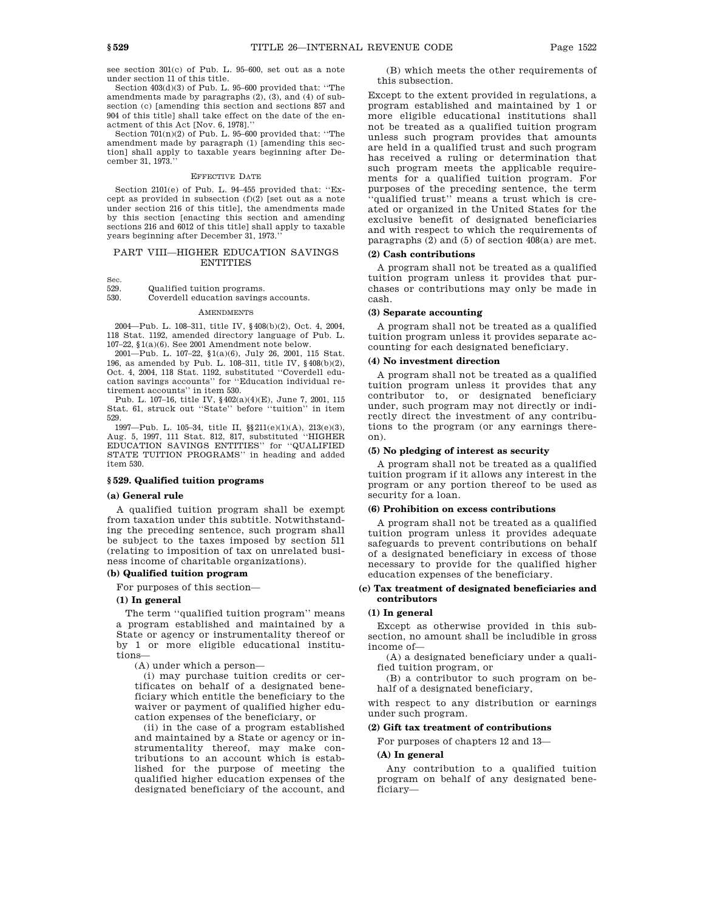see section 301(c) of Pub. L. 95–600, set out as a note under section 11 of this title.

Section 403(d)(3) of Pub. L. 95–600 provided that: ''The amendments made by paragraphs (2), (3), and (4) of subsection (c) [amending this section and sections 857 and 904 of this title] shall take effect on the date of the enactment of this Act [Nov. 6, 1978].''

Section 701(n)(2) of Pub. L. 95–600 provided that: ''The amendment made by paragraph (1) [amending this section] shall apply to taxable years beginning after December 31, 1973.''

EFFECTIVE DATE

Section 2101(e) of Pub. L. 94–455 provided that: ''Except as provided in subsection (f)(2) [set out as a note under section 216 of this title], the amendments made by this section [enacting this section and amending sections 216 and 6012 of this title] shall apply to taxable years beginning after December 31, 1973.''

## PART VIII—HIGHER EDUCATION SAVINGS ENTITIES

| Sec. | |
|---|---|
| 529. | Qualified tuition programs. |
| 530. | Coverdell education savings accounts. |

AMENDMENTS

2004—Pub. L. 108–311, title IV, §408(b)(2), Oct. 4, 2004, 118 Stat. 1192, amended directory language of Pub. L. 107–22, §1(a)(6). See 2001 Amendment note below.

2001—Pub. L. 107–22, §1(a)(6), July 26, 2001, 115 Stat. 196, as amended by Pub. L. 108–311, title IV, §408(b)(2), Oct. 4, 2004, 118 Stat. 1192, substituted ''Coverdell education savings accounts'' for ''Education individual retirement accounts'' in item 530.

Pub. L. 107–16, title IV, §402(a)(4)(E), June 7, 2001, 115 Stat. 61, struck out ''State'' before ''tuition'' in item 529.

1997—Pub. L. 105–34, title II, §§211(e)(1)(A), 213(e)(3), Aug. 5, 1997, 111 Stat. 812, 817, substituted ''HIGHER EDUCATION SAVINGS ENTITIES'' for ''QUALIFIED STATE TUITION PROGRAMS'' in heading and added item 530.

### §529. Qualified tuition programs

**(a) General rule**

A qualified tuition program shall be exempt from taxation under this subtitle. Notwithstanding the preceding sentence, such program shall be subject to the taxes imposed by section 511 (relating to imposition of tax on unrelated business income of charitable organizations).

**(b) Qualified tuition program**

For purposes of this section—

**(1) In general**

The term ''qualified tuition program'' means a program established and maintained by a State or agency or instrumentality thereof or by 1 or more eligible educational institutions—

(A) under which a person—

(i) may purchase tuition credits or certificates on behalf of a designated beneficiary which entitle the beneficiary to the waiver or payment of qualified higher education expenses of the beneficiary, or

(ii) in the case of a program established and maintained by a State or agency or instrumentality thereof, may make contributions to an account which is established for the purpose of meeting the qualified higher education expenses of the designated beneficiary of the account, and

(B) which meets the other requirements of this subsection.

Except to the extent provided in regulations, a program established and maintained by 1 or more eligible educational institutions shall not be treated as a qualified tuition program unless such program provides that amounts are held in a qualified trust and such program has received a ruling or determination that such program meets the applicable requirements for a qualified tuition program. For purposes of the preceding sentence, the term ''qualified trust'' means a trust which is created or organized in the United States for the exclusive benefit of designated beneficiaries and with respect to which the requirements of paragraphs (2) and (5) of section 408(a) are met.

**(2) Cash contributions**

A program shall not be treated as a qualified tuition program unless it provides that purchases or contributions may only be made in cash.

**(3) Separate accounting**

A program shall not be treated as a qualified tuition program unless it provides separate accounting for each designated beneficiary.

**(4) No investment direction**

A program shall not be treated as a qualified tuition program unless it provides that any contributor to, or designated beneficiary under, such program may not directly or indirectly direct the investment of any contributions to the program (or any earnings thereon).

**(5) No pledging of interest as security**

A program shall not be treated as a qualified tuition program if it allows any interest in the program or any portion thereof to be used as security for a loan.

**(6) Prohibition on excess contributions**

A program shall not be treated as a qualified tuition program unless it provides adequate safeguards to prevent contributions on behalf of a designated beneficiary in excess of those necessary to provide for the qualified higher education expenses of the beneficiary.

**(c) Tax treatment of designated beneficiaries and contributors**

**(1) In general**

Except as otherwise provided in this subsection, no amount shall be includible in gross income of—

(A) a designated beneficiary under a qualified tuition program, or

(B) a contributor to such program on behalf of a designated beneficiary,

with respect to any distribution or earnings under such program.

**(2) Gift tax treatment of contributions**

For purposes of chapters 12 and 13—

**(A) In general**

Any contribution to a qualified tuition program on behalf of any designated beneficiary—